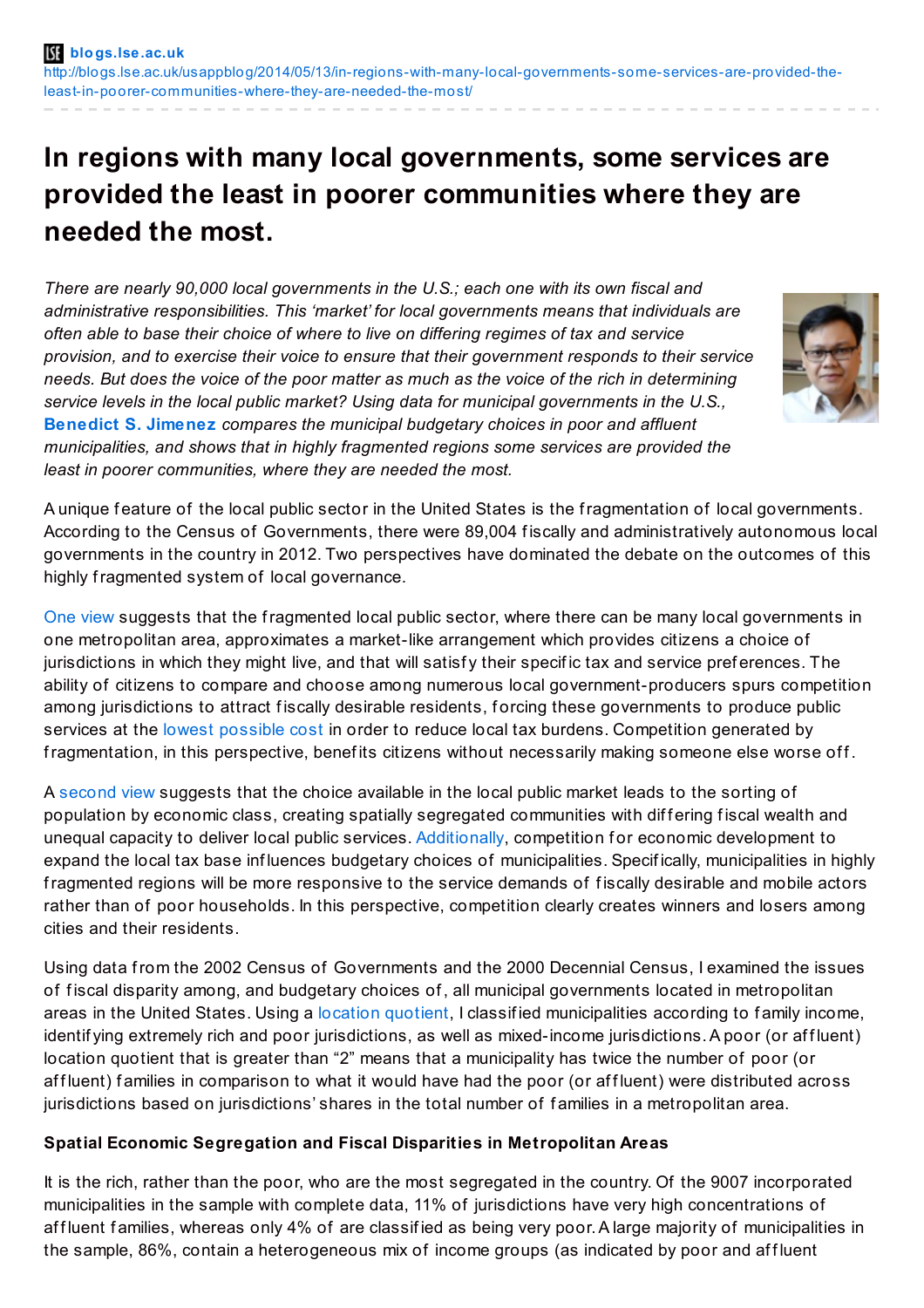blogs.lse.ac.uk
http://blogs.lse.ac.uk/usappblog/2014/05/13/in-regions-with-many-local-governments-some-services-are-provided-the-least-in-poorer-communities-where-they-are-needed-the-most/

# In regions with many local governments, some services are provided the least in poorer communities where they are needed the most.

*There are nearly 90,000 local governments in the U.S.; each one with its own fiscal and administrative responsibilities. This 'market' for local governments means that individuals are often able to base their choice of where to live on differing regimes of tax and service provision, and to exercise their voice to ensure that their government responds to their service needs. But does the voice of the poor matter as much as the voice of the rich in determining service levels in the local public market? Using data for municipal governments in the U.S.,* **Benedict S. Jimenez** *compares the municipal budgetary choices in poor and affluent municipalities, and shows that in highly fragmented regions some services are provided the least in poorer communities, where they are needed the most.*

A unique feature of the local public sector in the United States is the fragmentation of local governments. According to the Census of Governments, there were 89,004 fiscally and administratively autonomous local governments in the country in 2012. Two perspectives have dominated the debate on the outcomes of this highly fragmented system of local governance.

One view suggests that the fragmented local public sector, where there can be many local governments in one metropolitan area, approximates a market-like arrangement which provides citizens a choice of jurisdictions in which they might live, and that will satisfy their specific tax and service preferences. The ability of citizens to compare and choose among numerous local government-producers spurs competition among jurisdictions to attract fiscally desirable residents, forcing these governments to produce public services at the lowest possible cost in order to reduce local tax burdens. Competition generated by fragmentation, in this perspective, benefits citizens without necessarily making someone else worse off.

A second view suggests that the choice available in the local public market leads to the sorting of population by economic class, creating spatially segregated communities with differing fiscal wealth and unequal capacity to deliver local public services. Additionally, competition for economic development to expand the local tax base influences budgetary choices of municipalities. Specifically, municipalities in highly fragmented regions will be more responsive to the service demands of fiscally desirable and mobile actors rather than of poor households. In this perspective, competition clearly creates winners and losers among cities and their residents.

Using data from the 2002 Census of Governments and the 2000 Decennial Census, I examined the issues of fiscal disparity among, and budgetary choices of, all municipal governments located in metropolitan areas in the United States. Using a location quotient, I classified municipalities according to family income, identifying extremely rich and poor jurisdictions, as well as mixed-income jurisdictions. A poor (or affluent) location quotient that is greater than "2" means that a municipality has twice the number of poor (or affluent) families in comparison to what it would have had the poor (or affluent) were distributed across jurisdictions based on jurisdictions' shares in the total number of families in a metropolitan area.

**Spatial Economic Segregation and Fiscal Disparities in Metropolitan Areas**

It is the rich, rather than the poor, who are the most segregated in the country. Of the 9007 incorporated municipalities in the sample with complete data, 11% of jurisdictions have very high concentrations of affluent families, whereas only 4% of are classified as being very poor. A large majority of municipalities in the sample, 86%, contain a heterogeneous mix of income groups (as indicated by poor and affluent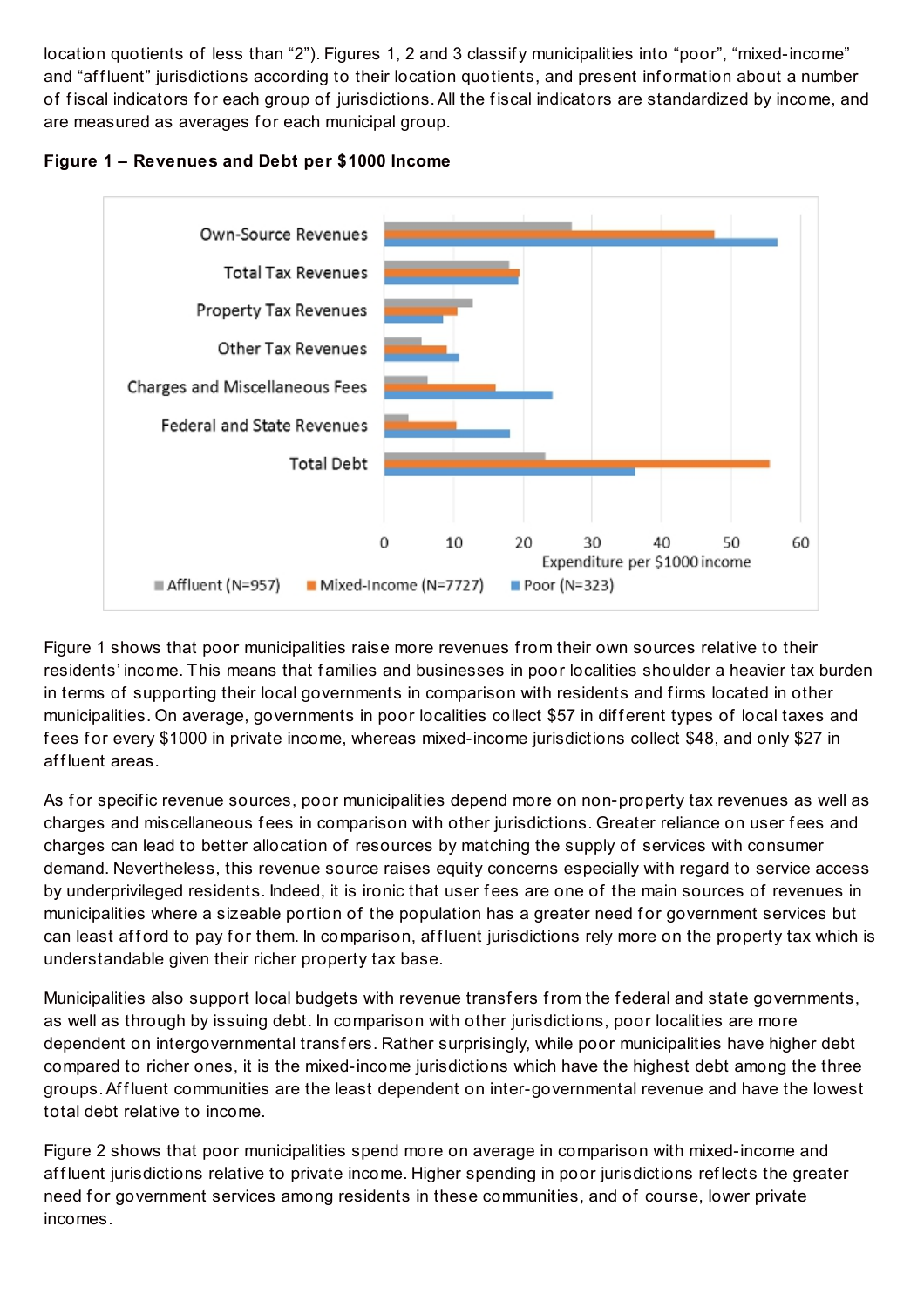location quotients of less than "2"). Figures 1, 2 and 3 classify municipalities into "poor", "mixed-income" and "affluent" jurisdictions according to their location quotients, and present information about a number of fiscal indicators for each group of jurisdictions. All the fiscal indicators are standardized by income, and are measured as averages for each municipal group.

**Figure 1 – Revenues and Debt per $1000 Income**

Figure 1 shows that poor municipalities raise more revenues from their own sources relative to their residents' income. This means that families and businesses in poor localities shoulder a heavier tax burden in terms of supporting their local governments in comparison with residents and firms located in other municipalities. On average, governments in poor localities collect $57 in different types of local taxes and fees for every $1000 in private income, whereas mixed-income jurisdictions collect $48, and only $27 in affluent areas.

As for specific revenue sources, poor municipalities depend more on non-property tax revenues as well as charges and miscellaneous fees in comparison with other jurisdictions. Greater reliance on user fees and charges can lead to better allocation of resources by matching the supply of services with consumer demand. Nevertheless, this revenue source raises equity concerns especially with regard to service access by underprivileged residents. Indeed, it is ironic that user fees are one of the main sources of revenues in municipalities where a sizeable portion of the population has a greater need for government services but can least afford to pay for them. In comparison, affluent jurisdictions rely more on the property tax which is understandable given their richer property tax base.

Municipalities also support local budgets with revenue transfers from the federal and state governments, as well as through by issuing debt. In comparison with other jurisdictions, poor localities are more dependent on intergovernmental transfers. Rather surprisingly, while poor municipalities have higher debt compared to richer ones, it is the mixed-income jurisdictions which have the highest debt among the three groups. Affluent communities are the least dependent on inter-governmental revenue and have the lowest total debt relative to income.

Figure 2 shows that poor municipalities spend more on average in comparison with mixed-income and affluent jurisdictions relative to private income. Higher spending in poor jurisdictions reflects the greater need for government services among residents in these communities, and of course, lower private incomes.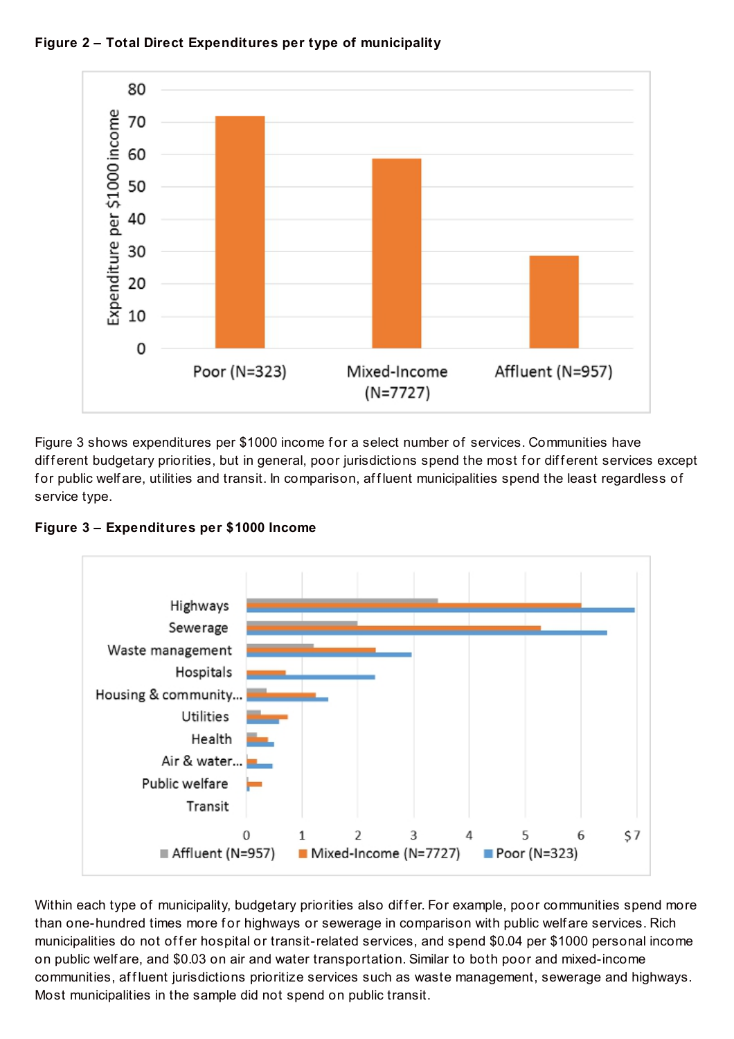**Figure 2 – Total Direct Expenditures per type of municipality**

Figure 3 shows expenditures per $1000 income for a select number of services. Communities have different budgetary priorities, but in general, poor jurisdictions spend the most for different services except for public welfare, utilities and transit. In comparison, affluent municipalities spend the least regardless of service type.

**Figure 3 – Expenditures per $1000 Income**

Within each type of municipality, budgetary priorities also differ. For example, poor communities spend more than one-hundred times more for highways or sewerage in comparison with public welfare services. Rich municipalities do not offer hospital or transit-related services, and spend $0.04 per $1000 personal income on public welfare, and $0.03 on air and water transportation. Similar to both poor and mixed-income communities, affluent jurisdictions prioritize services such as waste management, sewerage and highways. Most municipalities in the sample did not spend on public transit.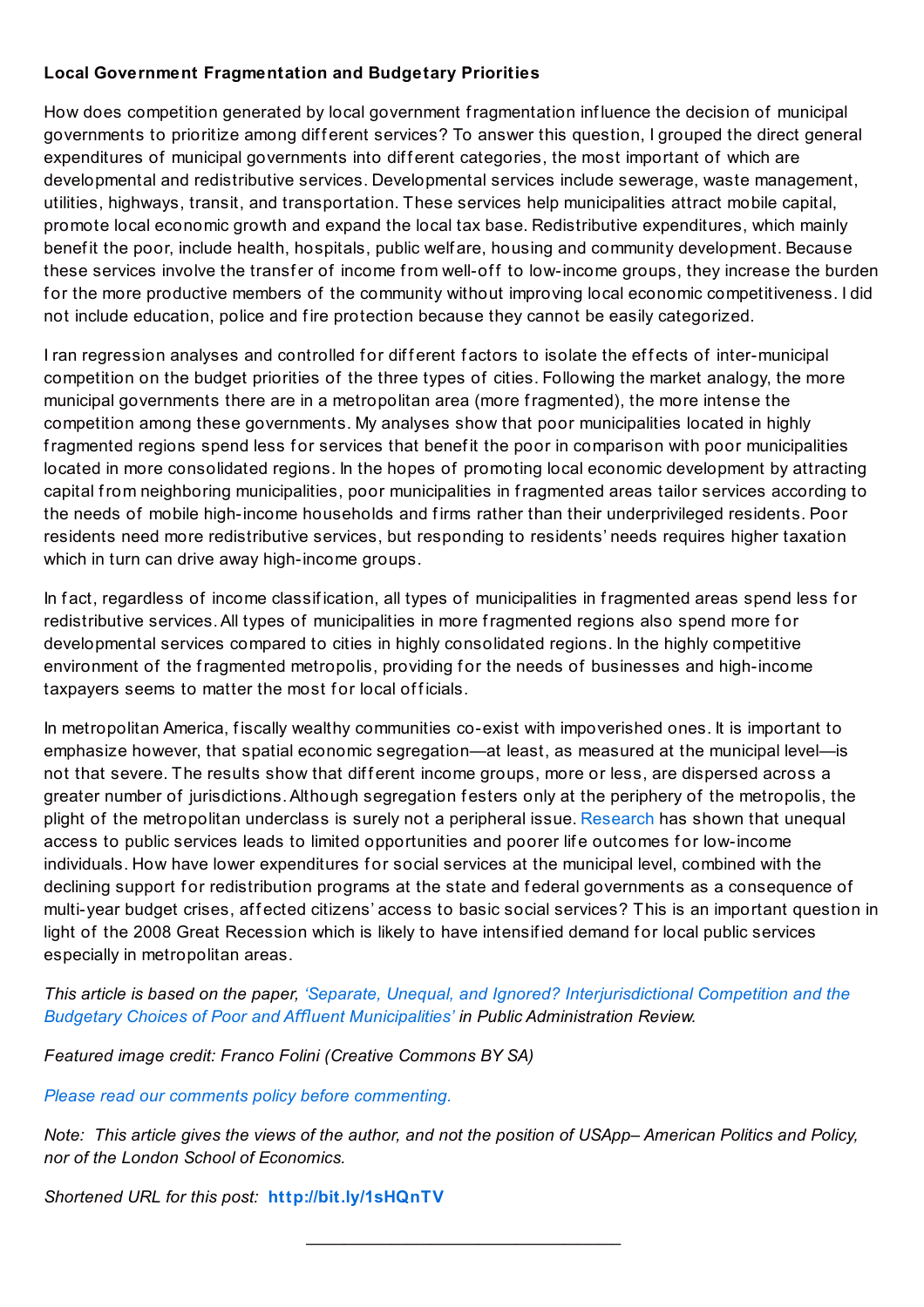**Local Government Fragmentation and Budgetary Priorities**

How does competition generated by local government fragmentation influence the decision of municipal governments to prioritize among different services? To answer this question, I grouped the direct general expenditures of municipal governments into different categories, the most important of which are developmental and redistributive services. Developmental services include sewerage, waste management, utilities, highways, transit, and transportation. These services help municipalities attract mobile capital, promote local economic growth and expand the local tax base. Redistributive expenditures, which mainly benefit the poor, include health, hospitals, public welfare, housing and community development. Because these services involve the transfer of income from well-off to low-income groups, they increase the burden for the more productive members of the community without improving local economic competitiveness. I did not include education, police and fire protection because they cannot be easily categorized.

I ran regression analyses and controlled for different factors to isolate the effects of inter-municipal competition on the budget priorities of the three types of cities. Following the market analogy, the more municipal governments there are in a metropolitan area (more fragmented), the more intense the competition among these governments. My analyses show that poor municipalities located in highly fragmented regions spend less for services that benefit the poor in comparison with poor municipalities located in more consolidated regions. In the hopes of promoting local economic development by attracting capital from neighboring municipalities, poor municipalities in fragmented areas tailor services according to the needs of mobile high-income households and firms rather than their underprivileged residents. Poor residents need more redistributive services, but responding to residents' needs requires higher taxation which in turn can drive away high-income groups.

In fact, regardless of income classification, all types of municipalities in fragmented areas spend less for redistributive services. All types of municipalities in more fragmented regions also spend more for developmental services compared to cities in highly consolidated regions. In the highly competitive environment of the fragmented metropolis, providing for the needs of businesses and high-income taxpayers seems to matter the most for local officials.

In metropolitan America, fiscally wealthy communities co-exist with impoverished ones. It is important to emphasize however, that spatial economic segregation—at least, as measured at the municipal level—is not that severe. The results show that different income groups, more or less, are dispersed across a greater number of jurisdictions. Although segregation festers only at the periphery of the metropolis, the plight of the metropolitan underclass is surely not a peripheral issue. Research has shown that unequal access to public services leads to limited opportunities and poorer life outcomes for low-income individuals. How have lower expenditures for social services at the municipal level, combined with the declining support for redistribution programs at the state and federal governments as a consequence of multi-year budget crises, affected citizens' access to basic social services? This is an important question in light of the 2008 Great Recession which is likely to have intensified demand for local public services especially in metropolitan areas.

*This article is based on the paper, 'Separate, Unequal, and Ignored? Interjurisdictional Competition and the Budgetary Choices of Poor and Affluent Municipalities' in Public Administration Review.*

*Featured image credit: Franco Folini (Creative Commons BY SA)*

*Please read our comments policy before commenting.*

*Note: This article gives the views of the author, and not the position of USApp– American Politics and Policy, nor of the London School of Economics.*

*Shortened URL for this post:* **http://bit.ly/1sHQnTV**

---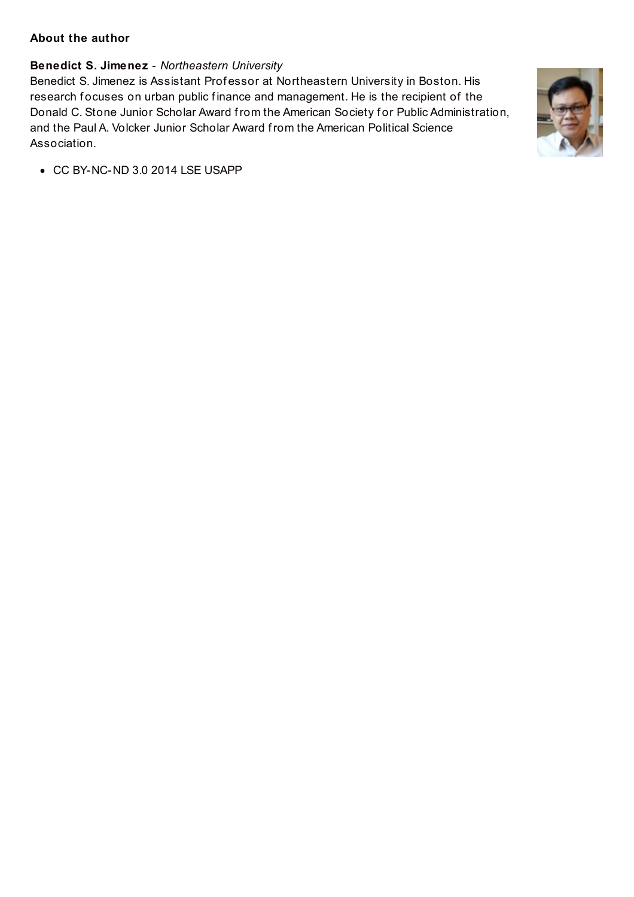**About the author**

**Benedict S. Jimenez** - *Northeastern University*
Benedict S. Jimenez is Assistant Professor at Northeastern University in Boston. His research focuses on urban public finance and management. He is the recipient of the Donald C. Stone Junior Scholar Award from the American Society for Public Administration, and the Paul A. Volcker Junior Scholar Award from the American Political Science Association.

- CC BY-NC-ND 3.0 2014 LSE USAPP